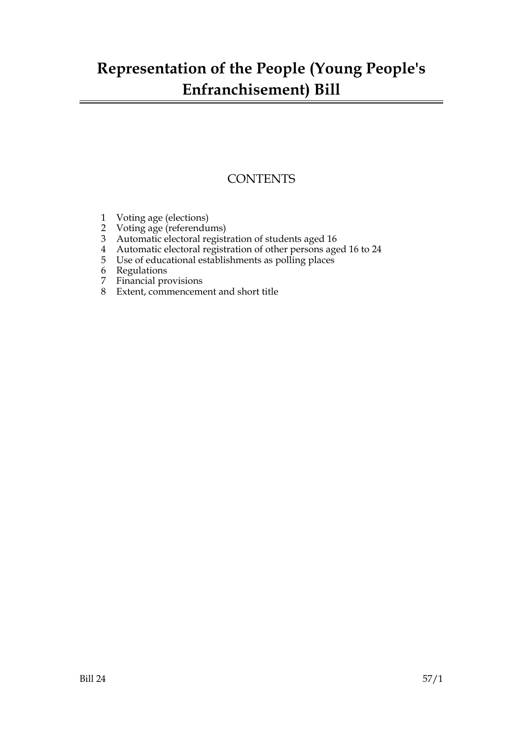# Representation of the People (Young People's Enfranchisement) Bill

## CONTENTS

1 Voting age (elections)
2 Voting age (referendums)
3 Automatic electoral registration of students aged 16
4 Automatic electoral registration of other persons aged 16 to 24
5 Use of educational establishments as polling places
6 Regulations
7 Financial provisions
8 Extent, commencement and short title

Bill 24 57/1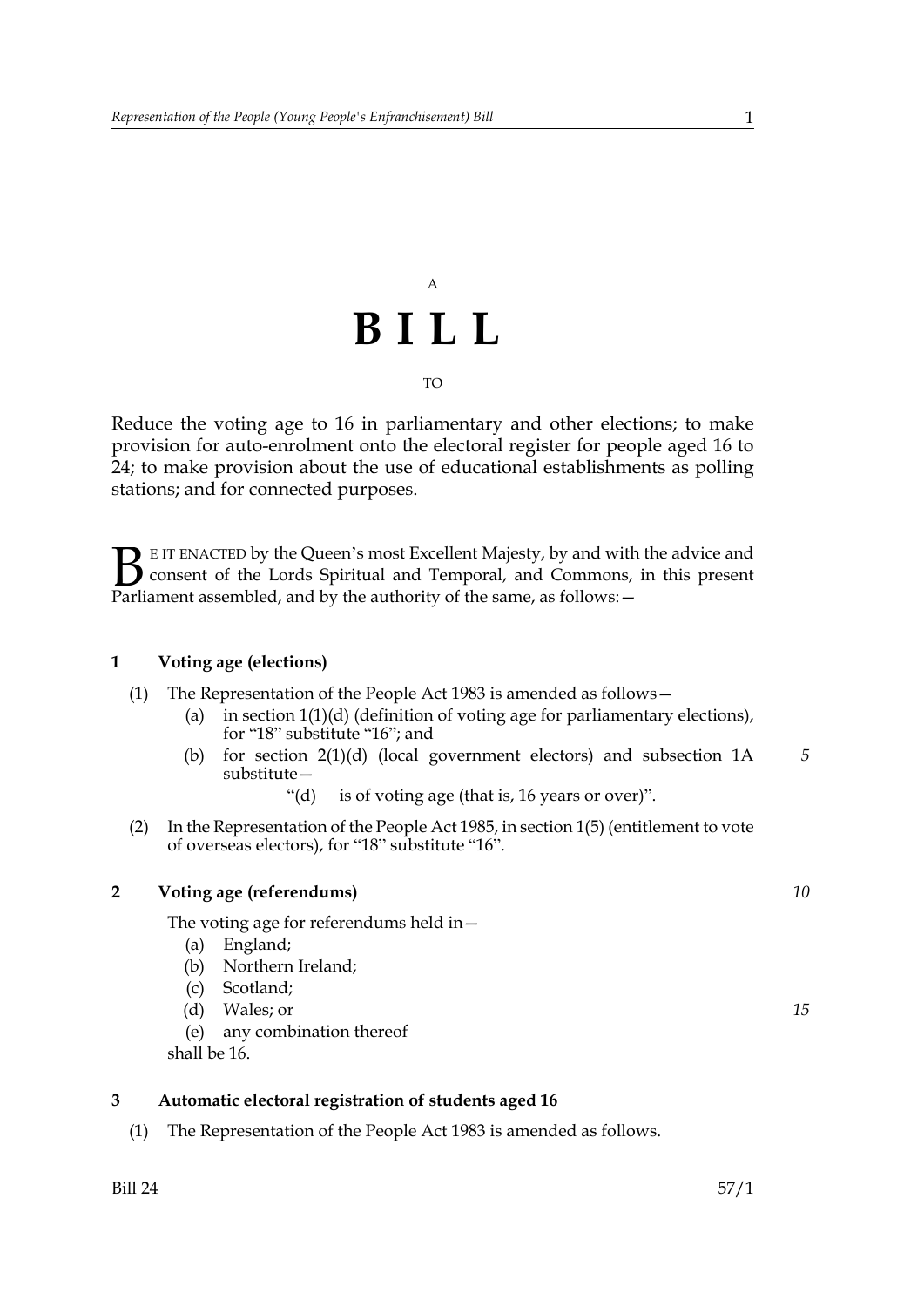A

# BILL

TO

Reduce the voting age to 16 in parliamentary and other elections; to make provision for auto-enrolment onto the electoral register for people aged 16 to 24; to make provision about the use of educational establishments as polling stations; and for connected purposes.

BE IT ENACTED by the Queen's most Excellent Majesty, by and with the advice and consent of the Lords Spiritual and Temporal, and Commons, in this present Parliament assembled, and by the authority of the same, as follows:—

**1 Voting age (elections)**

(1) The Representation of the People Act 1983 is amended as follows—

(a) in section 1(1)(d) (definition of voting age for parliamentary elections), for "18" substitute "16"; and

(b) for section 2(1)(d) (local government electors) and subsection 1A substitute—

"(d) is of voting age (that is, 16 years or over)".

(2) In the Representation of the People Act 1985, in section 1(5) (entitlement to vote of overseas electors), for "18" substitute "16".

**2 Voting age (referendums)**

The voting age for referendums held in—

(a) England;

(b) Northern Ireland;

(c) Scotland;

(d) Wales; or

(e) any combination thereof

shall be 16.

**3 Automatic electoral registration of students aged 16**

(1) The Representation of the People Act 1983 is amended as follows.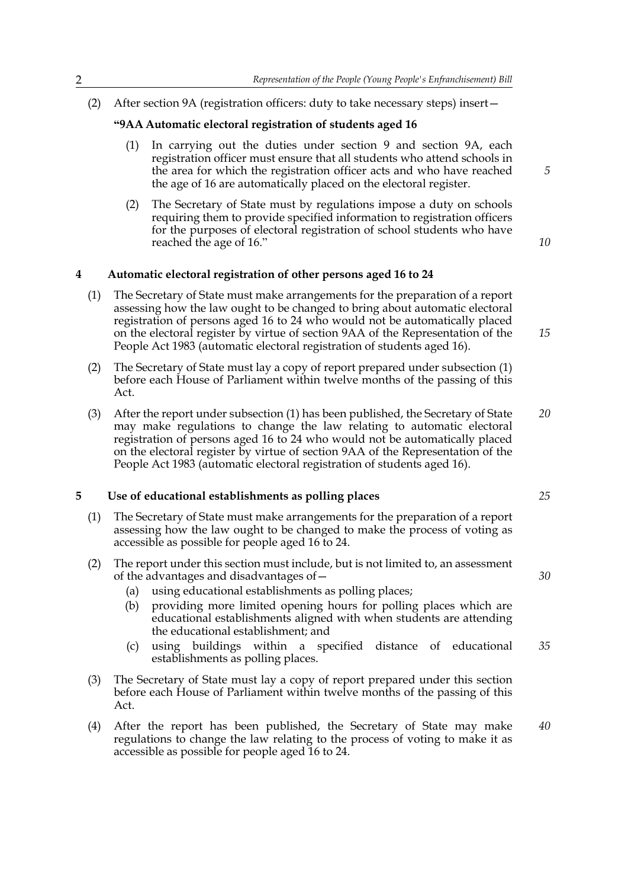(2) After section 9A (registration officers: duty to take necessary steps) insert—

**"9AA Automatic electoral registration of students aged 16**

(1) In carrying out the duties under section 9 and section 9A, each registration officer must ensure that all students who attend schools in the area for which the registration officer acts and who have reached the age of 16 are automatically placed on the electoral register.

(2) The Secretary of State must by regulations impose a duty on schools requiring them to provide specified information to registration officers for the purposes of electoral registration of school students who have reached the age of 16."

## 4 Automatic electoral registration of other persons aged 16 to 24

(1) The Secretary of State must make arrangements for the preparation of a report assessing how the law ought to be changed to bring about automatic electoral registration of persons aged 16 to 24 who would not be automatically placed on the electoral register by virtue of section 9AA of the Representation of the People Act 1983 (automatic electoral registration of students aged 16).

(2) The Secretary of State must lay a copy of report prepared under subsection (1) before each House of Parliament within twelve months of the passing of this Act.

(3) After the report under subsection (1) has been published, the Secretary of State may make regulations to change the law relating to automatic electoral registration of persons aged 16 to 24 who would not be automatically placed on the electoral register by virtue of section 9AA of the Representation of the People Act 1983 (automatic electoral registration of students aged 16).

## 5 Use of educational establishments as polling places

(1) The Secretary of State must make arrangements for the preparation of a report assessing how the law ought to be changed to make the process of voting as accessible as possible for people aged 16 to 24.

(2) The report under this section must include, but is not limited to, an assessment of the advantages and disadvantages of—

(a) using educational establishments as polling places;

(b) providing more limited opening hours for polling places which are educational establishments aligned with when students are attending the educational establishment; and

(c) using buildings within a specified distance of educational establishments as polling places.

(3) The Secretary of State must lay a copy of report prepared under this section before each House of Parliament within twelve months of the passing of this Act.

(4) After the report has been published, the Secretary of State may make regulations to change the law relating to the process of voting to make it as accessible as possible for people aged 16 to 24.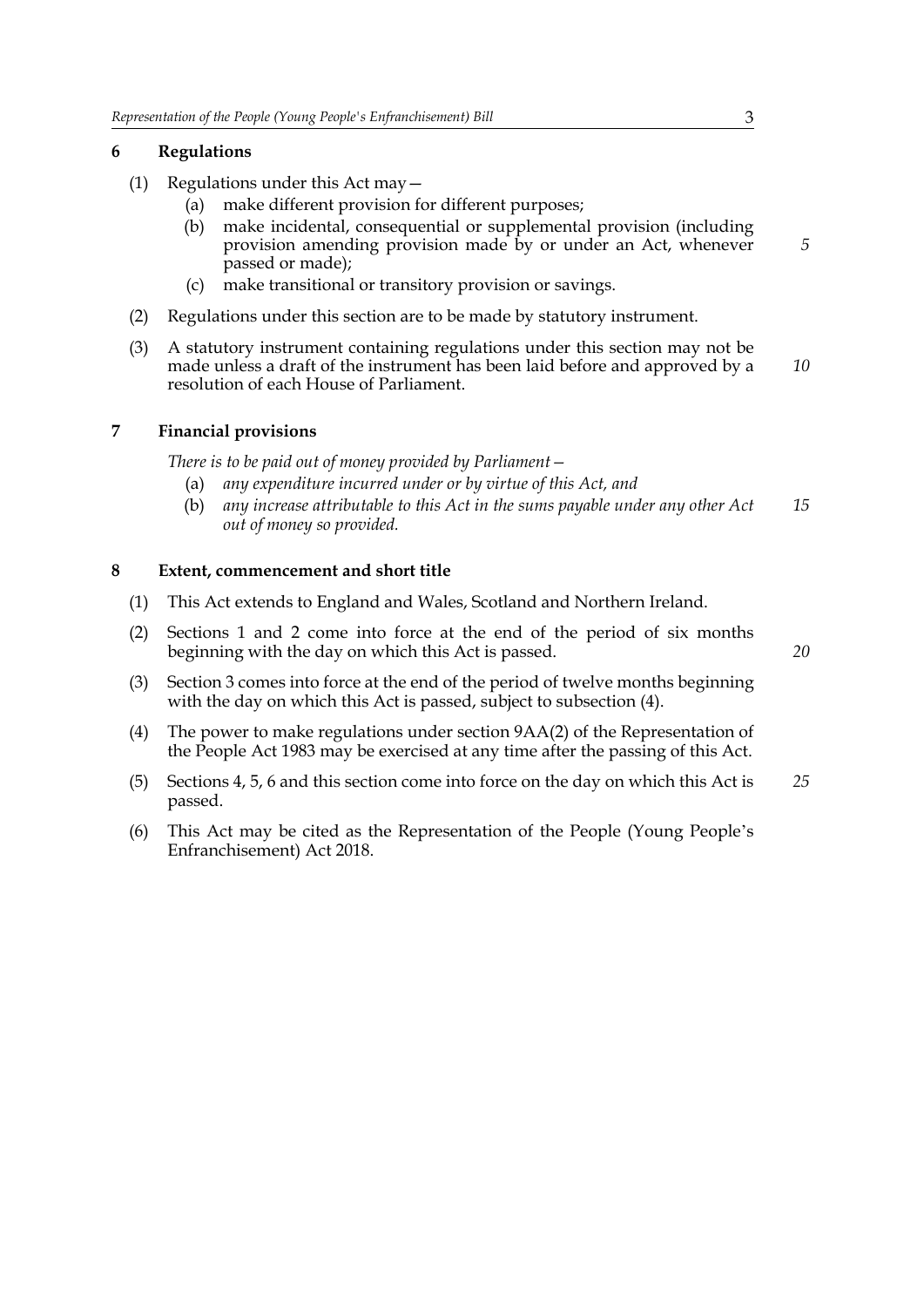## 6 Regulations

(1) Regulations under this Act may—

(a) make different provision for different purposes;

(b) make incidental, consequential or supplemental provision (including provision amending provision made by or under an Act, whenever passed or made);

(c) make transitional or transitory provision or savings.

(2) Regulations under this section are to be made by statutory instrument.

(3) A statutory instrument containing regulations under this section may not be made unless a draft of the instrument has been laid before and approved by a resolution of each House of Parliament.

## 7 Financial provisions

*There is to be paid out of money provided by Parliament—*

(a) *any expenditure incurred under or by virtue of this Act, and*

(b) *any increase attributable to this Act in the sums payable under any other Act out of money so provided.*

## 8 Extent, commencement and short title

(1) This Act extends to England and Wales, Scotland and Northern Ireland.

(2) Sections 1 and 2 come into force at the end of the period of six months beginning with the day on which this Act is passed.

(3) Section 3 comes into force at the end of the period of twelve months beginning with the day on which this Act is passed, subject to subsection (4).

(4) The power to make regulations under section 9AA(2) of the Representation of the People Act 1983 may be exercised at any time after the passing of this Act.

(5) Sections 4, 5, 6 and this section come into force on the day on which this Act is passed.

(6) This Act may be cited as the Representation of the People (Young People's Enfranchisement) Act 2018.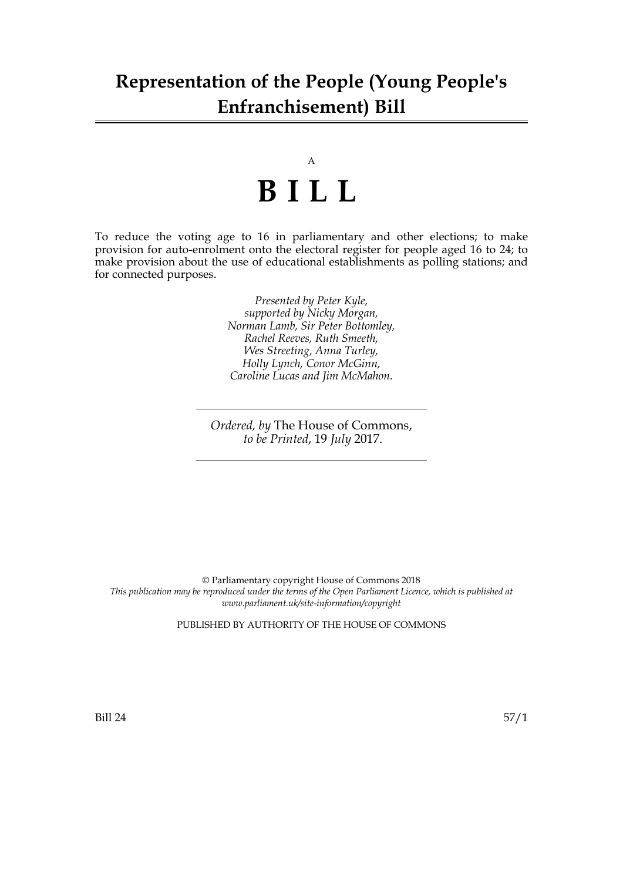# Representation of the People (Young People's Enfranchisement) Bill

A

# B I L L

To reduce the voting age to 16 in parliamentary and other elections; to make provision for auto-enrolment onto the electoral register for people aged 16 to 24; to make provision about the use of educational establishments as polling stations; and for connected purposes.

*Presented by Peter Kyle,*
*supported by Nicky Morgan,*
*Norman Lamb, Sir Peter Bottomley,*
*Rachel Reeves, Ruth Smeeth,*
*Wes Streeting, Anna Turley,*
*Holly Lynch, Conor McGinn,*
*Caroline Lucas and Jim McMahon.*

---

*Ordered, by* The House of Commons,
*to be Printed*, 19 *July* 2017.

---

© Parliamentary copyright House of Commons 2018
*This publication may be reproduced under the terms of the Open Parliament Licence, which is published at www.parliament.uk/site-information/copyright*

PUBLISHED BY AUTHORITY OF THE HOUSE OF COMMONS

Bill 24 57/1